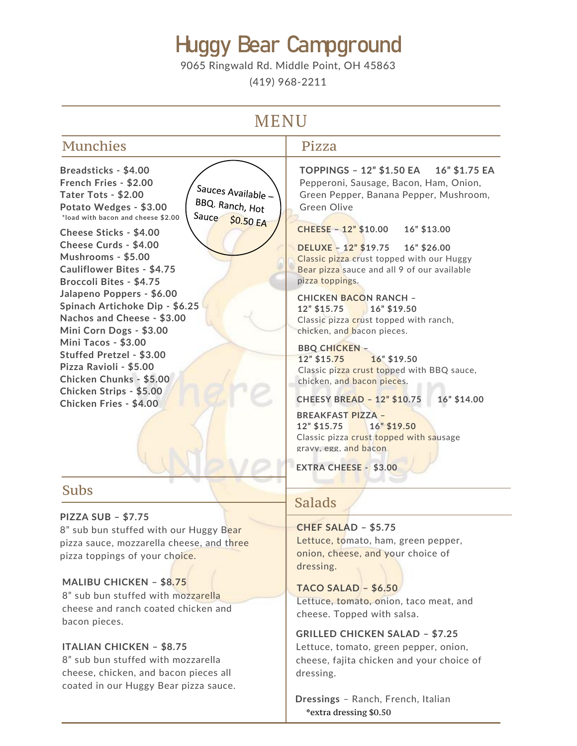# Huggy Bear Campground

9065 Ringwald Rd. Middle Point, OH 45863

(419) 968-2211

## MENU

### Munchies

**Breadsticks - $4.00**
**French Fries - $2.00**
**Tater Tots - $2.00**
**Potato Wedges - $3.00**
*load with bacon and cheese $2.00
**Cheese Sticks - $4.00**
**Cheese Curds - $4.00**
**Mushrooms - $5.00**
**Cauliflower Bites - $4.75**
**Broccoli Bites - $4.75**
**Jalapeno Poppers - $6.00**
**Spinach Artichoke Dip - $6.25**
**Nachos and Cheese - $3.00**
**Mini Corn Dogs - $3.00**
**Mini Tacos - $3.00**
**Stuffed Pretzel - $3.00**
**Pizza Ravioli - $5.00**
**Chicken Chunks - $5.00**
**Chicken Strips - $5.00**
**Chicken Fries - $4.00**

Sauces Available – BBQ. Ranch, Hot Sauce $0.50 EA

### Pizza

**TOPPINGS – 12" $1.50 EA 16" $1.75 EA**
Pepperoni, Sausage, Bacon, Ham, Onion, Green Pepper, Banana Pepper, Mushroom, Green Olive

**CHEESE – 12" $10.00 16" $13.00**

**DELUXE – 12" $19.75 16" $26.00**
Classic pizza crust topped with our Huggy Bear pizza sauce and all 9 of our available pizza toppings.

**CHICKEN BACON RANCH – 12" $15.75 16" $19.50**
Classic pizza crust topped with ranch, chicken, and bacon pieces.

**BBQ CHICKEN – 12" $15.75 16" $19.50**
Classic pizza crust topped with BBQ sauce, chicken, and bacon pieces.

**CHEESY BREAD – 12" $10.75 16" $14.00**

**BREAKFAST PIZZA – 12" $15.75 16" $19.50**
Classic pizza crust topped with sausage gravy, egg, and bacon

**EXTRA CHEESE - $3.00**

### Subs

**PIZZA SUB – $7.75**
8" sub bun stuffed with our Huggy Bear pizza sauce, mozzarella cheese, and three pizza toppings of your choice.

**MALIBU CHICKEN – $8.75**
8" sub bun stuffed with mozzarella cheese and ranch coated chicken and bacon pieces.

**ITALIAN CHICKEN – $8.75**
8" sub bun stuffed with mozzarella cheese, chicken, and bacon pieces all coated in our Huggy Bear pizza sauce.

### Salads

**CHEF SALAD – $5.75**
Lettuce, tomato, ham, green pepper, onion, cheese, and your choice of dressing.

**TACO SALAD – $6.50**
Lettuce, tomato, onion, taco meat, and cheese. Topped with salsa.

**GRILLED CHICKEN SALAD – $7.25**
Lettuce, tomato, green pepper, onion, cheese, fajita chicken and your choice of dressing.

**Dressings** – Ranch, French, Italian
*extra dressing $0.50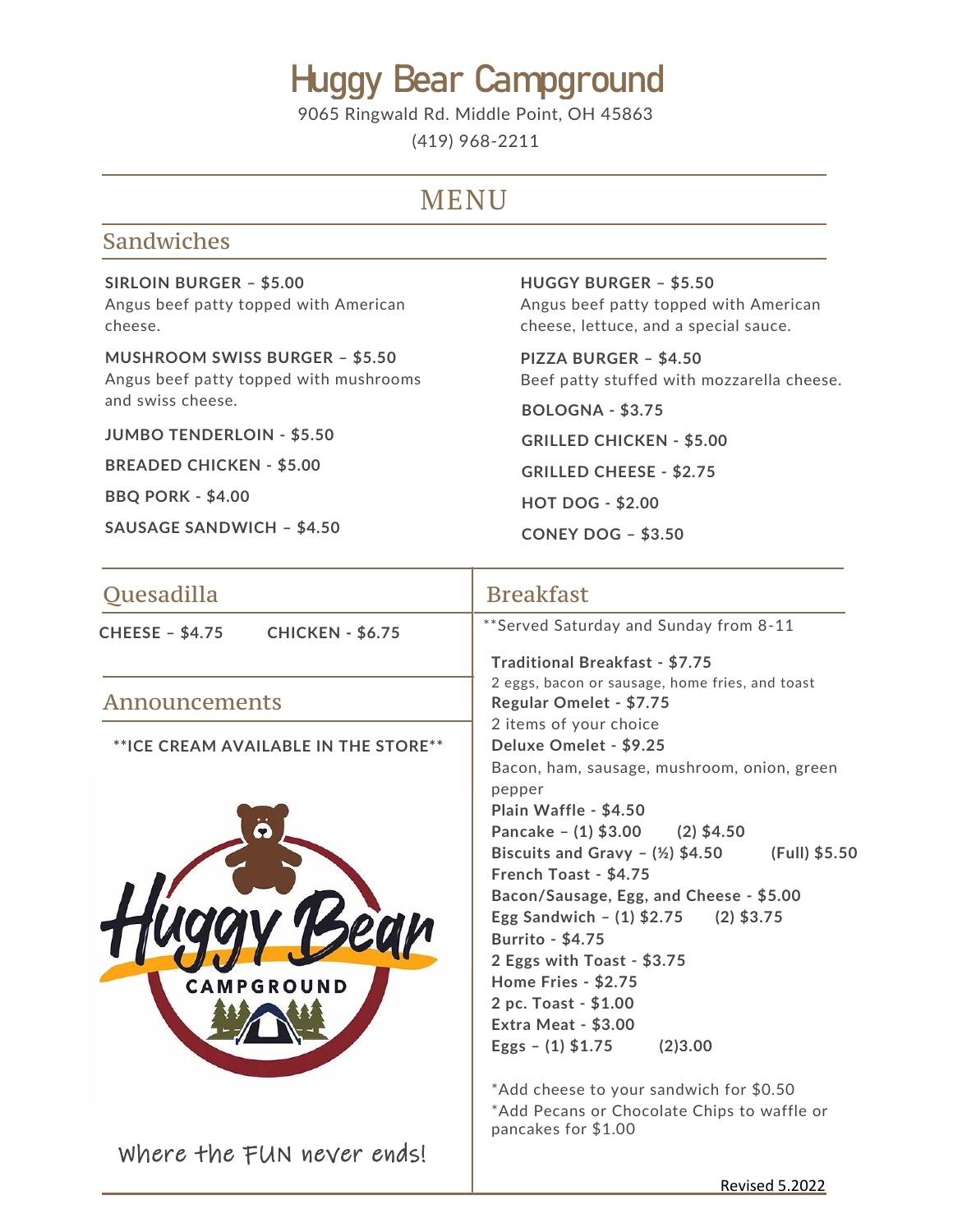# Huggy Bear Campground

9065 Ringwald Rd. Middle Point, OH 45863

(419) 968-2211

## MENU

### Sandwiches

**SIRLOIN BURGER – $5.00**
Angus beef patty topped with American cheese.

**MUSHROOM SWISS BURGER – $5.50**
Angus beef patty topped with mushrooms and swiss cheese.

**JUMBO TENDERLOIN - $5.50**

**BREADED CHICKEN - $5.00**

**BBQ PORK - $4.00**

**SAUSAGE SANDWICH – $4.50**

**HUGGY BURGER – $5.50**
Angus beef patty topped with American cheese, lettuce, and a special sauce.

**PIZZA BURGER – $4.50**
Beef patty stuffed with mozzarella cheese.

**BOLOGNA - $3.75**

**GRILLED CHICKEN - $5.00**

**GRILLED CHEESE - $2.75**

**HOT DOG - $2.00**

**CONEY DOG – $3.50**

### Quesadilla

**CHEESE – $4.75** **CHICKEN - $6.75**

### Announcements

**\*\*ICE CREAM AVAILABLE IN THE STORE\*\***

Huggy Bear CAMPGROUND

Where the FUN never ends!

### Breakfast

**Served Saturday and Sunday from 8-11

**Traditional Breakfast - $7.75**
2 eggs, bacon or sausage, home fries, and toast

**Regular Omelet - $7.75**
2 items of your choice

**Deluxe Omelet - $9.25**
Bacon, ham, sausage, mushroom, onion, green pepper

**Plain Waffle - $4.50**

**Pancake – (1) $3.00 (2) $4.50**

**Biscuits and Gravy – (½) $4.50 (Full) $5.50**

**French Toast - $4.75**

**Bacon/Sausage, Egg, and Cheese - $5.00**

**Egg Sandwich – (1) $2.75 (2) $3.75**

**Burrito - $4.75**

**2 Eggs with Toast - $3.75**

**Home Fries - $2.75**

**2 pc. Toast - $1.00**

**Extra Meat - $3.00**

**Eggs – (1) $1.75 (2)3.00**

*Add cheese to your sandwich for $0.50

*Add Pecans or Chocolate Chips to waffle or pancakes for $1.00

Revised 5.2022